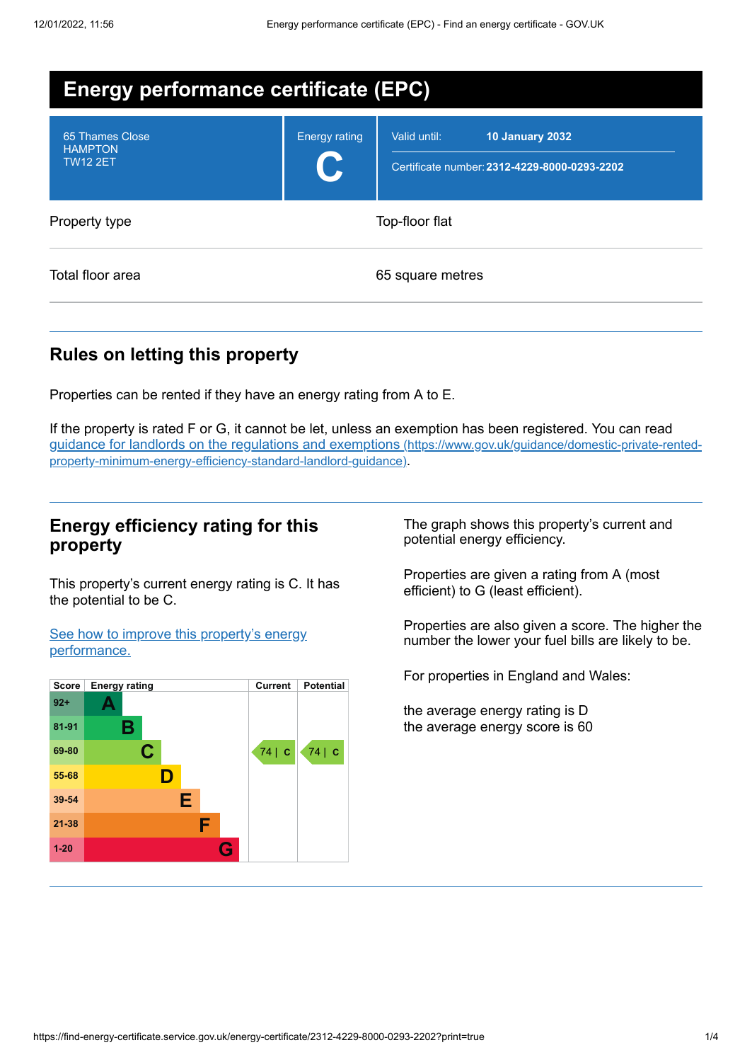# Energy performance certificate (EPC)

| | | |
|---|---|---|
| 65 Thames Close<br>HAMPTON<br>TW12 2ET | Energy rating<br>**C** | Valid until: **10 January 2032**<br>Certificate number: **2312-4229-8000-0293-2202** |

| | |
|---|---|
| Property type | Top-floor flat |
| Total floor area | 65 square metres |

## Rules on letting this property

Properties can be rented if they have an energy rating from A to E.

If the property is rated F or G, it cannot be let, unless an exemption has been registered. You can read [guidance for landlords on the regulations and exemptions (https://www.gov.uk/guidance/domestic-private-rented-property-minimum-energy-efficiency-standard-landlord-guidance)](https://www.gov.uk/guidance/domestic-private-rented-property-minimum-energy-efficiency-standard-landlord-guidance).

## Energy efficiency rating for this property

This property's current energy rating is C. It has the potential to be C.

[See how to improve this property's energy performance.]()

| Score | Energy rating | Current | Potential |
|---|---|---|---|
| 92+ | A | | |
| 81-91 | B | | |
| 69-80 | C | 74 \| C | 74 \| C |
| 55-68 | D | | |
| 39-54 | E | | |
| 21-38 | F | | |
| 1-20 | G | | |

The graph shows this property's current and potential energy efficiency.

Properties are given a rating from A (most efficient) to G (least efficient).

Properties are also given a score. The higher the number the lower your fuel bills are likely to be.

For properties in England and Wales:

the average energy rating is D
the average energy score is 60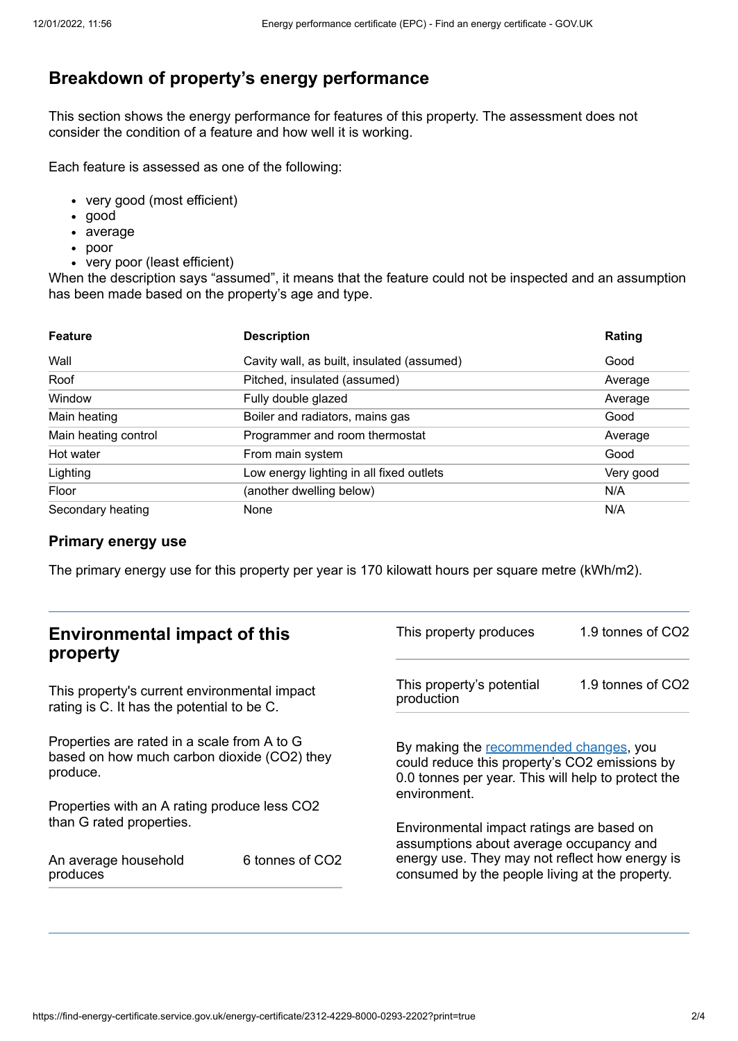## Breakdown of property's energy performance

This section shows the energy performance for features of this property. The assessment does not consider the condition of a feature and how well it is working.

Each feature is assessed as one of the following:

- very good (most efficient)
- good
- average
- poor
- very poor (least efficient)

When the description says "assumed", it means that the feature could not be inspected and an assumption has been made based on the property's age and type.

| Feature | Description | Rating |
|---|---|---|
| Wall | Cavity wall, as built, insulated (assumed) | Good |
| Roof | Pitched, insulated (assumed) | Average |
| Window | Fully double glazed | Average |
| Main heating | Boiler and radiators, mains gas | Good |
| Main heating control | Programmer and room thermostat | Average |
| Hot water | From main system | Good |
| Lighting | Low energy lighting in all fixed outlets | Very good |
| Floor | (another dwelling below) | N/A |
| Secondary heating | None | N/A |

### Primary energy use

The primary energy use for this property per year is 170 kilowatt hours per square metre (kWh/m2).

## Environmental impact of this property

This property's current environmental impact rating is C. It has the potential to be C.

Properties are rated in a scale from A to G based on how much carbon dioxide ($CO_2$) they produce.

Properties with an A rating produce less $CO_2$ than G rated properties.

| | |
|---|---|
| An average household produces | 6 tonnes of $CO_2$ |
| This property produces | 1.9 tonnes of $CO_2$ |
| This property's potential production | 1.9 tonnes of $CO_2$ |

By making the recommended changes, you could reduce this property's $CO_2$ emissions by 0.0 tonnes per year. This will help to protect the environment.

Environmental impact ratings are based on assumptions about average occupancy and energy use. They may not reflect how energy is consumed by the people living at the property.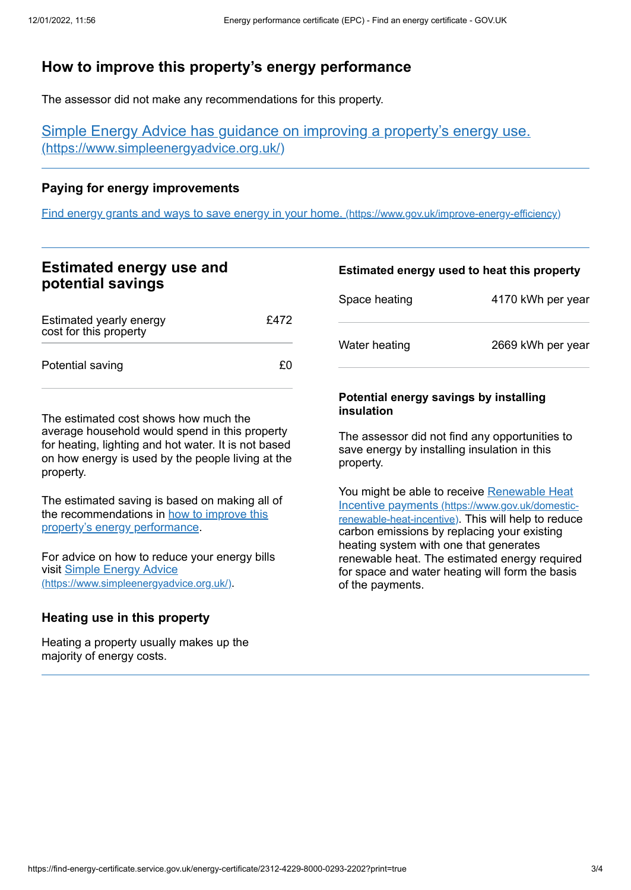## How to improve this property's energy performance

The assessor did not make any recommendations for this property.

[Simple Energy Advice has guidance on improving a property's energy use. (https://www.simpleenergyadvice.org.uk/)](https://www.simpleenergyadvice.org.uk/)

### Paying for energy improvements

[Find energy grants and ways to save energy in your home. (https://www.gov.uk/improve-energy-efficiency)](https://www.gov.uk/improve-energy-efficiency)

## Estimated energy use and potential savings

| | |
|---|---|
| Estimated yearly energy cost for this property | £472 |
| Potential saving | £0 |

The estimated cost shows how much the average household would spend in this property for heating, lighting and hot water. It is not based on how energy is used by the people living at the property.

The estimated saving is based on making all of the recommendations in [how to improve this property's energy performance](#).

For advice on how to reduce your energy bills visit [Simple Energy Advice (https://www.simpleenergyadvice.org.uk/)](https://www.simpleenergyadvice.org.uk/).

### Heating use in this property

Heating a property usually makes up the majority of energy costs.

### Estimated energy used to heat this property

| | |
|---|---|
| Space heating | 4170 kWh per year |
| Water heating | 2669 kWh per year |

### Potential energy savings by installing insulation

The assessor did not find any opportunities to save energy by installing insulation in this property.

You might be able to receive [Renewable Heat Incentive payments (https://www.gov.uk/domestic-renewable-heat-incentive)](https://www.gov.uk/domestic-renewable-heat-incentive). This will help to reduce carbon emissions by replacing your existing heating system with one that generates renewable heat. The estimated energy required for space and water heating will form the basis of the payments.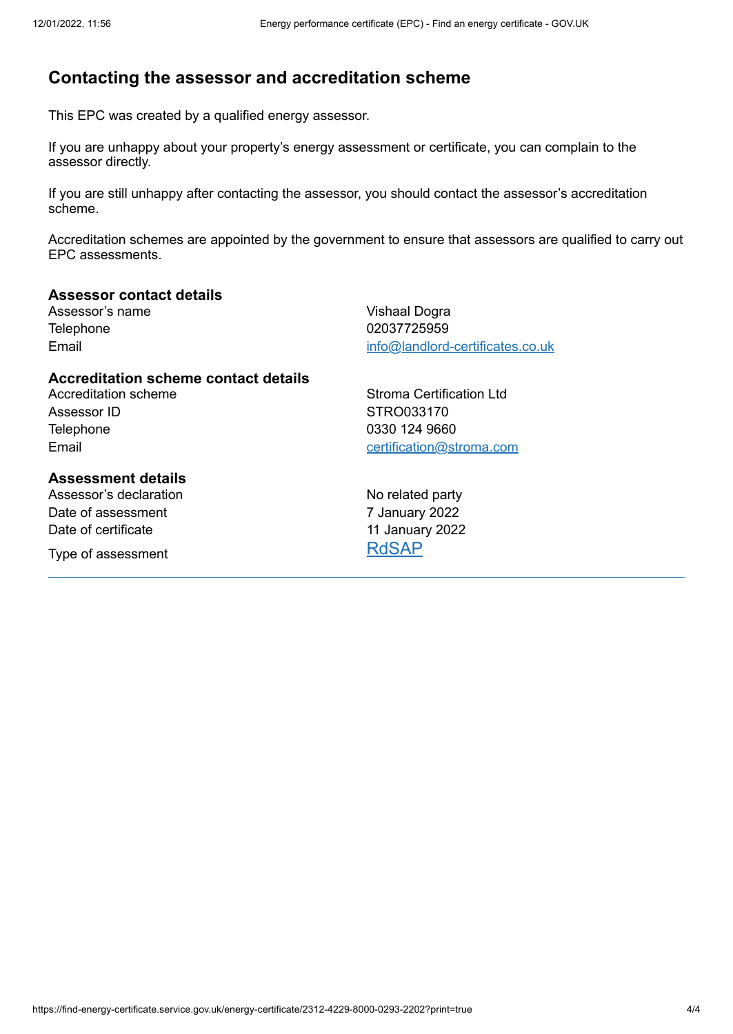## Contacting the assessor and accreditation scheme

This EPC was created by a qualified energy assessor.

If you are unhappy about your property's energy assessment or certificate, you can complain to the assessor directly.

If you are still unhappy after contacting the assessor, you should contact the assessor's accreditation scheme.

Accreditation schemes are appointed by the government to ensure that assessors are qualified to carry out EPC assessments.

### Assessor contact details

| | |
|---|---|
| Assessor's name | Vishaal Dogra |
| Telephone | 02037725959 |
| Email | info@landlord-certificates.co.uk |

### Accreditation scheme contact details

| | |
|---|---|
| Accreditation scheme | Stroma Certification Ltd |
| Assessor ID | STRO033170 |
| Telephone | 0330 124 9660 |
| Email | certification@stroma.com |

### Assessment details

| | |
|---|---|
| Assessor's declaration | No related party |
| Date of assessment | 7 January 2022 |
| Date of certificate | 11 January 2022 |
| Type of assessment | RdSAP |